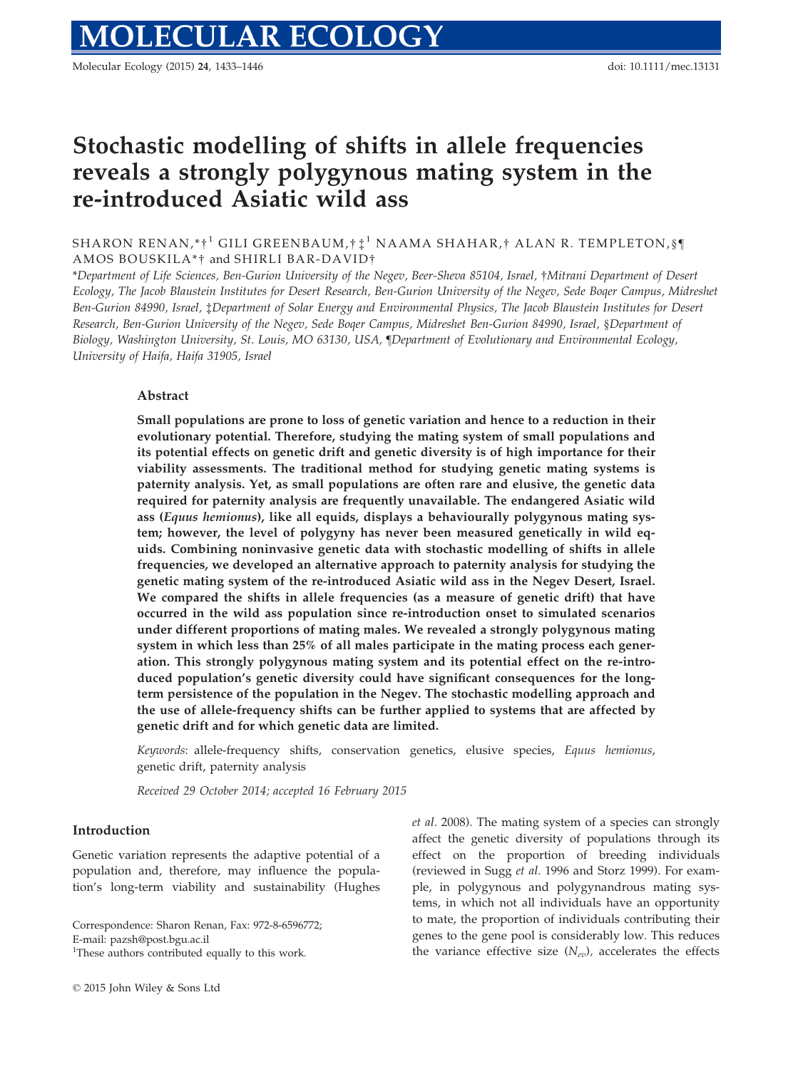# Stochastic modelling of shifts in allele frequencies reveals a strongly polygynous mating system in the re-introduced Asiatic wild ass

SHARON RENAN,*†[1] GILI GREENBAUM,†‡[1] NAAMA SHAHAR,† ALAN R. TEMPLETON,§¶ AMOS BOUSKILA*† and SHIRLI BAR-DAVID†

*Department of Life Sciences, Ben-Gurion University of the Negev, Beer-Sheva 85104, Israel, †Mitrani Department of Desert Ecology, The Jacob Blaustein Institutes for Desert Research, Ben-Gurion University of the Negev, Sede Boqer Campus, Midreshet Ben-Gurion 84990, Israel, ‡Department of Solar Energy and Environmental Physics, The Jacob Blaustein Institutes for Desert Research, Ben-Gurion University of the Negev, Sede Boqer Campus, Midreshet Ben-Gurion 84990, Israel, §Department of Biology, Washington University, St. Louis, MO 63130, USA, ¶Department of Evolutionary and Environmental Ecology, University of Haifa, Haifa 31905, Israel

## Abstract

**Small populations are prone to loss of genetic variation and hence to a reduction in their evolutionary potential. Therefore, studying the mating system of small populations and its potential effects on genetic drift and genetic diversity is of high importance for their viability assessments. The traditional method for studying genetic mating systems is paternity analysis. Yet, as small populations are often rare and elusive, the genetic data required for paternity analysis are frequently unavailable. The endangered Asiatic wild ass (*Equus hemionus*), like all equids, displays a behaviourally polygynous mating system; however, the level of polygyny has never been measured genetically in wild equids. Combining noninvasive genetic data with stochastic modelling of shifts in allele frequencies, we developed an alternative approach to paternity analysis for studying the genetic mating system of the re-introduced Asiatic wild ass in the Negev Desert, Israel. We compared the shifts in allele frequencies (as a measure of genetic drift) that have occurred in the wild ass population since re-introduction onset to simulated scenarios under different proportions of mating males. We revealed a strongly polygynous mating system in which less than 25% of all males participate in the mating process each generation. This strongly polygynous mating system and its potential effect on the re-introduced population's genetic diversity could have significant consequences for the long-term persistence of the population in the Negev. The stochastic modelling approach and the use of allele-frequency shifts can be further applied to systems that are affected by genetic drift and for which genetic data are limited.**

*Keywords*: allele-frequency shifts, conservation genetics, elusive species, *Equus hemionus*, genetic drift, paternity analysis

*Received 29 October 2014; accepted 16 February 2015*

## Introduction

Genetic variation represents the adaptive potential of a population and, therefore, may influence the population's long-term viability and sustainability (Hughes *et al.* 2008). The mating system of a species can strongly affect the genetic diversity of populations through its effect on the proportion of breeding individuals (reviewed in Sugg *et al.* 1996 and Storz 1999). For example, in polygynous and polygynandrous mating systems, in which not all individuals have an opportunity to mate, the proportion of individuals contributing their genes to the gene pool is considerably low. This reduces the variance effective size ($N_{ev}$), accelerates the effects

Correspondence: Sharon Renan, Fax: 972-8-6596772; E-mail: pazsh@post.bgu.ac.il

[1]These authors contributed equally to this work.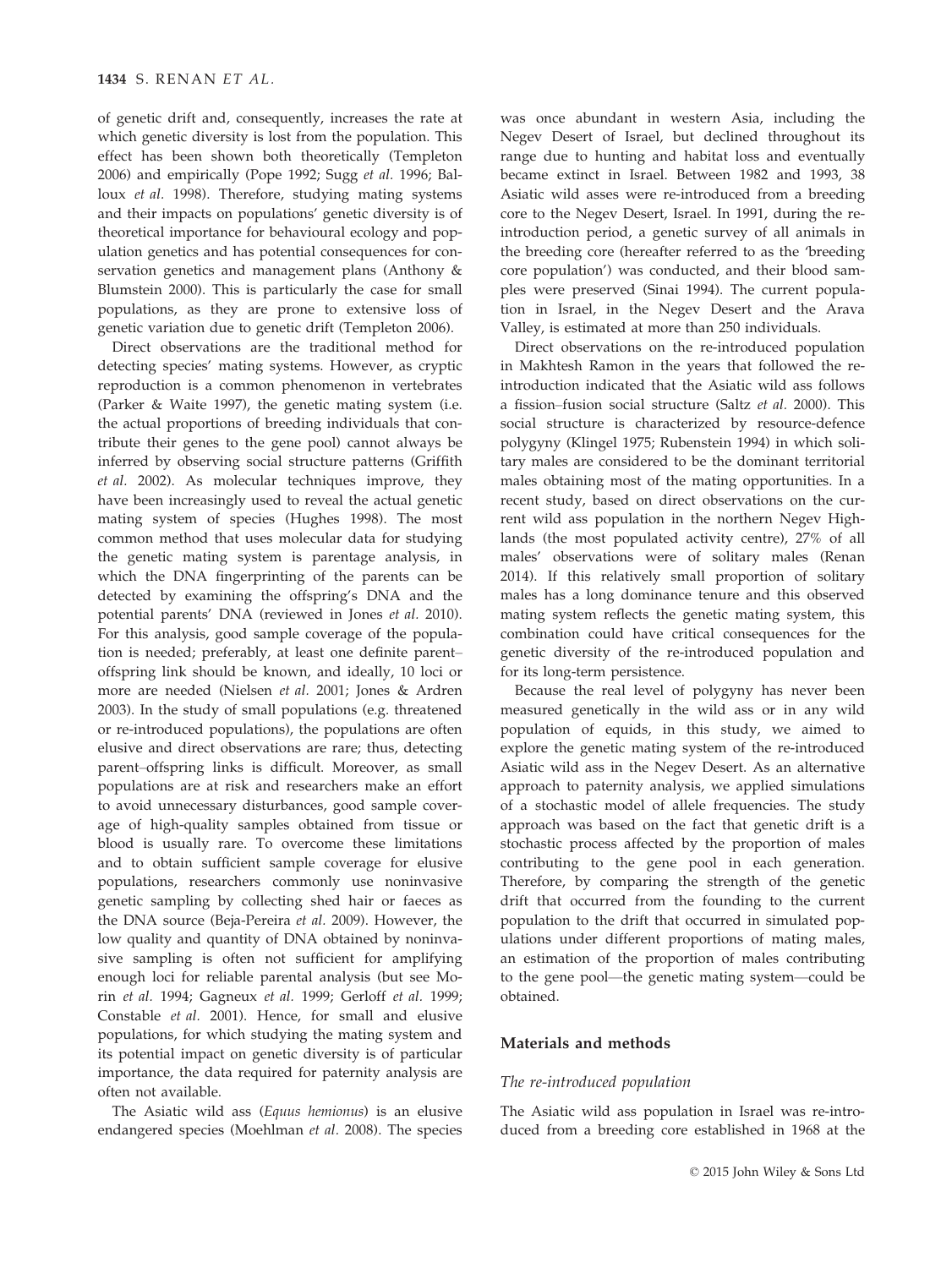of genetic drift and, consequently, increases the rate at which genetic diversity is lost from the population. This effect has been shown both theoretically (Templeton 2006) and empirically (Pope 1992; Sugg *et al.* 1996; Balloux *et al.* 1998). Therefore, studying mating systems and their impacts on populations' genetic diversity is of theoretical importance for behavioural ecology and population genetics and has potential consequences for conservation genetics and management plans (Anthony & Blumstein 2000). This is particularly the case for small populations, as they are prone to extensive loss of genetic variation due to genetic drift (Templeton 2006).

Direct observations are the traditional method for detecting species' mating systems. However, as cryptic reproduction is a common phenomenon in vertebrates (Parker & Waite 1997), the genetic mating system (i.e. the actual proportions of breeding individuals that contribute their genes to the gene pool) cannot always be inferred by observing social structure patterns (Griffith *et al.* 2002). As molecular techniques improve, they have been increasingly used to reveal the actual genetic mating system of species (Hughes 1998). The most common method that uses molecular data for studying the genetic mating system is parentage analysis, in which the DNA fingerprinting of the parents can be detected by examining the offspring's DNA and the potential parents' DNA (reviewed in Jones *et al.* 2010). For this analysis, good sample coverage of the population is needed; preferably, at least one definite parent–offspring link should be known, and ideally, 10 loci or more are needed (Nielsen *et al.* 2001; Jones & Ardren 2003). In the study of small populations (e.g. threatened or re-introduced populations), the populations are often elusive and direct observations are rare; thus, detecting parent–offspring links is difficult. Moreover, as small populations are at risk and researchers make an effort to avoid unnecessary disturbances, good sample coverage of high-quality samples obtained from tissue or blood is usually rare. To overcome these limitations and to obtain sufficient sample coverage for elusive populations, researchers commonly use noninvasive genetic sampling by collecting shed hair or faeces as the DNA source (Beja-Pereira *et al.* 2009). However, the low quality and quantity of DNA obtained by noninvasive sampling is often not sufficient for amplifying enough loci for reliable parental analysis (but see Morin *et al.* 1994; Gagneux *et al.* 1999; Gerloff *et al.* 1999; Constable *et al.* 2001). Hence, for small and elusive populations, for which studying the mating system and its potential impact on genetic diversity is of particular importance, the data required for paternity analysis are often not available.

The Asiatic wild ass (*Equus hemionus*) is an elusive endangered species (Moehlman *et al.* 2008). The species was once abundant in western Asia, including the Negev Desert of Israel, but declined throughout its range due to hunting and habitat loss and eventually became extinct in Israel. Between 1982 and 1993, 38 Asiatic wild asses were re-introduced from a breeding core to the Negev Desert, Israel. In 1991, during the re-introduction period, a genetic survey of all animals in the breeding core (hereafter referred to as the 'breeding core population') was conducted, and their blood samples were preserved (Sinai 1994). The current population in Israel, in the Negev Desert and the Arava Valley, is estimated at more than 250 individuals.

Direct observations on the re-introduced population in Makhtesh Ramon in the years that followed the re-introduction indicated that the Asiatic wild ass follows a fission–fusion social structure (Saltz *et al.* 2000). This social structure is characterized by resource-defence polygyny (Klingel 1975; Rubenstein 1994) in which solitary males are considered to be the dominant territorial males obtaining most of the mating opportunities. In a recent study, based on direct observations on the current wild ass population in the northern Negev Highlands (the most populated activity centre), 27% of all males' observations were of solitary males (Renan 2014). If this relatively small proportion of solitary males has a long dominance tenure and this observed mating system reflects the genetic mating system, this combination could have critical consequences for the genetic diversity of the re-introduced population and for its long-term persistence.

Because the real level of polygyny has never been measured genetically in the wild ass or in any wild population of equids, in this study, we aimed to explore the genetic mating system of the re-introduced Asiatic wild ass in the Negev Desert. As an alternative approach to paternity analysis, we applied simulations of a stochastic model of allele frequencies. The study approach was based on the fact that genetic drift is a stochastic process affected by the proportion of males contributing to the gene pool in each generation. Therefore, by comparing the strength of the genetic drift that occurred from the founding to the current population to the drift that occurred in simulated populations under different proportions of mating males, an estimation of the proportion of males contributing to the gene pool—the genetic mating system—could be obtained.

## Materials and methods

### The re-introduced population

The Asiatic wild ass population in Israel was re-introduced from a breeding core established in 1968 at the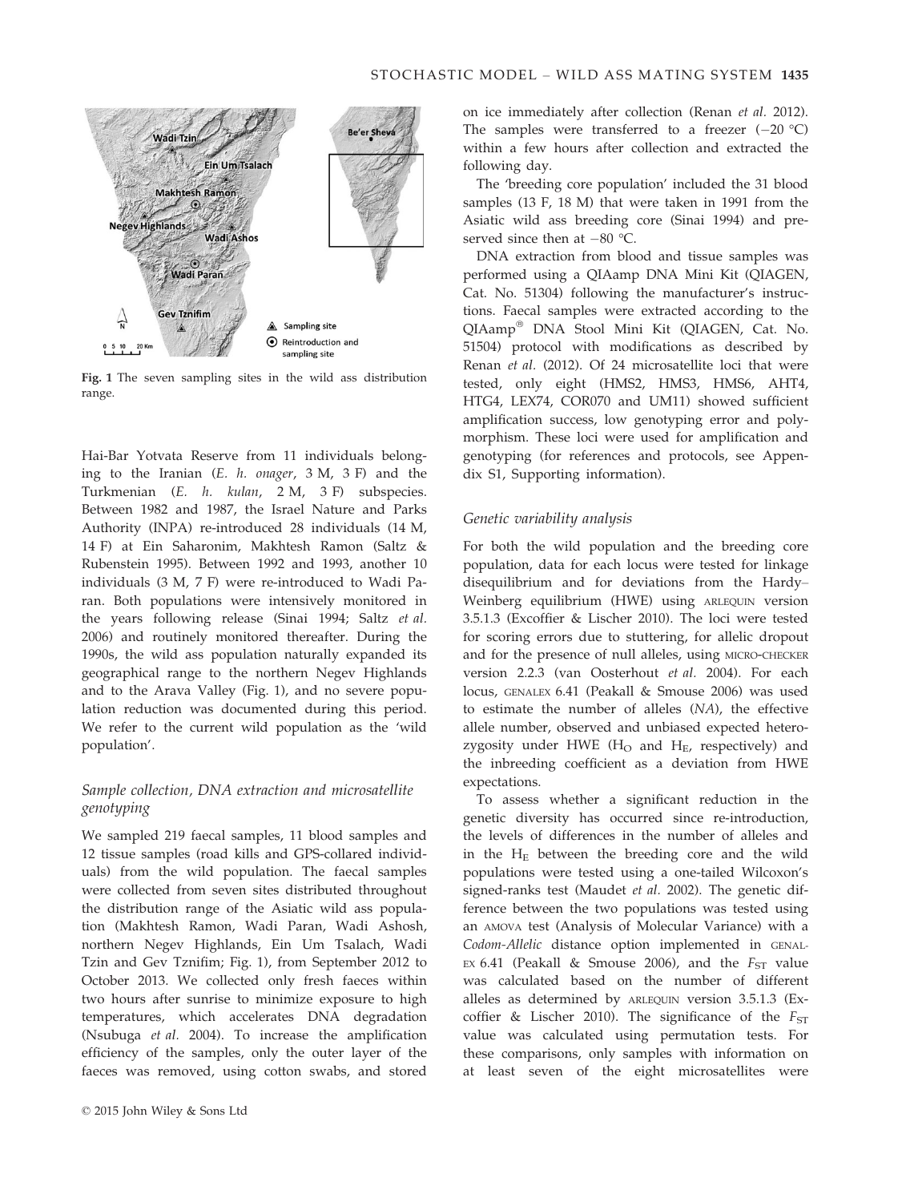Fig. 1 The seven sampling sites in the wild ass distribution range.

Hai-Bar Yotvata Reserve from 11 individuals belonging to the Iranian (*E. h. onager*, 3 M, 3 F) and the Turkmenian (*E. h. kulan*, 2 M, 3 F) subspecies. Between 1982 and 1987, the Israel Nature and Parks Authority (INPA) re-introduced 28 individuals (14 M, 14 F) at Ein Saharonim, Makhtesh Ramon (Saltz & Rubenstein 1995). Between 1992 and 1993, another 10 individuals (3 M, 7 F) were re-introduced to Wadi Paran. Both populations were intensively monitored in the years following release (Sinai 1994; Saltz *et al.* 2006) and routinely monitored thereafter. During the 1990s, the wild ass population naturally expanded its geographical range to the northern Negev Highlands and to the Arava Valley (Fig. 1), and no severe population reduction was documented during this period. We refer to the current wild population as the 'wild population'.

### Sample collection, DNA extraction and microsatellite genotyping

We sampled 219 faecal samples, 11 blood samples and 12 tissue samples (road kills and GPS-collared individuals) from the wild population. The faecal samples were collected from seven sites distributed throughout the distribution range of the Asiatic wild ass population (Makhtesh Ramon, Wadi Paran, Wadi Ashosh, northern Negev Highlands, Ein Um Tsalach, Wadi Tzin and Gev Tznifim; Fig. 1), from September 2012 to October 2013. We collected only fresh faeces within two hours after sunrise to minimize exposure to high temperatures, which accelerates DNA degradation (Nsubuga *et al.* 2004). To increase the amplification efficiency of the samples, only the outer layer of the faeces was removed, using cotton swabs, and stored on ice immediately after collection (Renan *et al.* 2012). The samples were transferred to a freezer (−20 °C) within a few hours after collection and extracted the following day.

The 'breeding core population' included the 31 blood samples (13 F, 18 M) that were taken in 1991 from the Asiatic wild ass breeding core (Sinai 1994) and preserved since then at −80 °C.

DNA extraction from blood and tissue samples was performed using a QIAamp DNA Mini Kit (QIAGEN, Cat. No. 51304) following the manufacturer's instructions. Faecal samples were extracted according to the QIAamp® DNA Stool Mini Kit (QIAGEN, Cat. No. 51504) protocol with modifications as described by Renan *et al.* (2012). Of 24 microsatellite loci that were tested, only eight (HMS2, HMS3, HMS6, AHT4, HTG4, LEX74, COR070 and UM11) showed sufficient amplification success, low genotyping error and polymorphism. These loci were used for amplification and genotyping (for references and protocols, see Appendix S1, Supporting information).

### Genetic variability analysis

For both the wild population and the breeding core population, data for each locus were tested for linkage disequilibrium and for deviations from the Hardy–Weinberg equilibrium (HWE) using ARLEQUIN version 3.5.1.3 (Excoffier & Lischer 2010). The loci were tested for scoring errors due to stuttering, for allelic dropout and for the presence of null alleles, using MICRO-CHECKER version 2.2.3 (van Oosterhout *et al.* 2004). For each locus, GENALEX 6.41 (Peakall & Smouse 2006) was used to estimate the number of alleles (*NA*), the effective allele number, observed and unbiased expected heterozygosity under HWE ($H_O$ and $H_E$, respectively) and the inbreeding coefficient as a deviation from HWE expectations.

To assess whether a significant reduction in the genetic diversity has occurred since re-introduction, the levels of differences in the number of alleles and in the $H_E$ between the breeding core and the wild populations were tested using a one-tailed Wilcoxon's signed-ranks test (Maudet *et al.* 2002). The genetic difference between the two populations was tested using an AMOVA test (Analysis of Molecular Variance) with a *Codom-Allelic* distance option implemented in GENALEX 6.41 (Peakall & Smouse 2006), and the $F_{ST}$ value was calculated based on the number of different alleles as determined by ARLEQUIN version 3.5.1.3 (Excoffier & Lischer 2010). The significance of the $F_{ST}$ value was calculated using permutation tests. For these comparisons, only samples with information on at least seven of the eight microsatellites were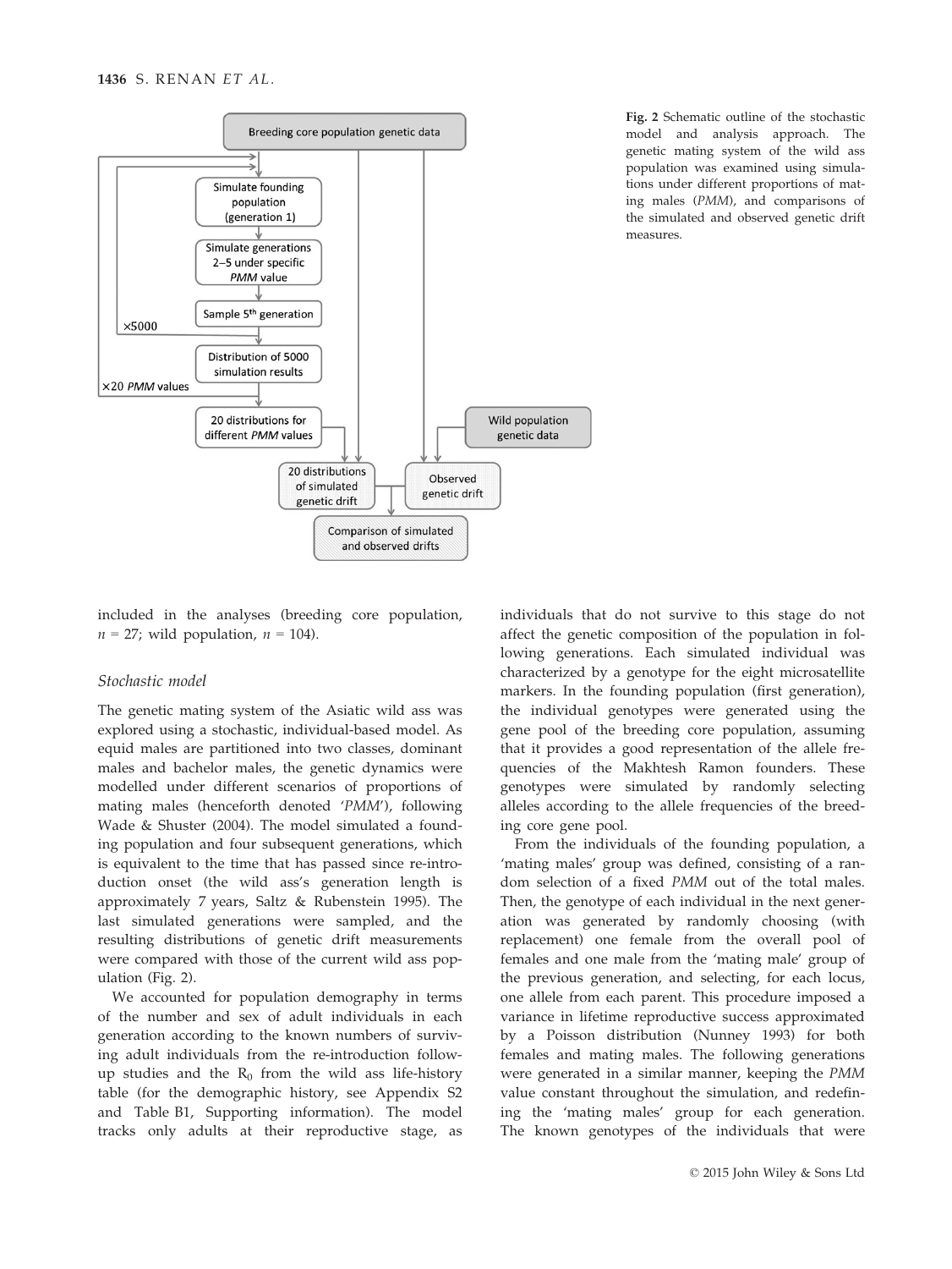Fig. 2 Schematic outline of the stochastic model and analysis approach. The genetic mating system of the wild ass population was examined using simulations under different proportions of mating males (*PMM*), and comparisons of the simulated and observed genetic drift measures.

included in the analyses (breeding core population, $n = 27$; wild population, $n = 104$).

### Stochastic model

The genetic mating system of the Asiatic wild ass was explored using a stochastic, individual-based model. As equid males are partitioned into two classes, dominant males and bachelor males, the genetic dynamics were modelled under different scenarios of proportions of mating males (henceforth denoted '*PMM*'), following Wade & Shuster (2004). The model simulated a founding population and four subsequent generations, which is equivalent to the time that has passed since re-introduction onset (the wild ass's generation length is approximately 7 years, Saltz & Rubenstein 1995). The last simulated generations were sampled, and the resulting distributions of genetic drift measurements were compared with those of the current wild ass population (Fig. 2).

We accounted for population demography in terms of the number and sex of adult individuals in each generation according to the known numbers of surviving adult individuals from the re-introduction follow-up studies and the $R_0$ from the wild ass life-history table (for the demographic history, see Appendix S2 and Table B1, Supporting information). The model tracks only adults at their reproductive stage, as individuals that do not survive to this stage do not affect the genetic composition of the population in following generations. Each simulated individual was characterized by a genotype for the eight microsatellite markers. In the founding population (first generation), the individual genotypes were generated using the gene pool of the breeding core population, assuming that it provides a good representation of the allele frequencies of the Makhtesh Ramon founders. These genotypes were simulated by randomly selecting alleles according to the allele frequencies of the breeding core gene pool.

From the individuals of the founding population, a 'mating males' group was defined, consisting of a random selection of a fixed *PMM* out of the total males. Then, the genotype of each individual in the next generation was generated by randomly choosing (with replacement) one female from the overall pool of females and one male from the 'mating male' group of the previous generation, and selecting, for each locus, one allele from each parent. This procedure imposed a variance in lifetime reproductive success approximated by a Poisson distribution (Nunney 1993) for both females and mating males. The following generations were generated in a similar manner, keeping the *PMM* value constant throughout the simulation, and redefining the 'mating males' group for each generation. The known genotypes of the individuals that were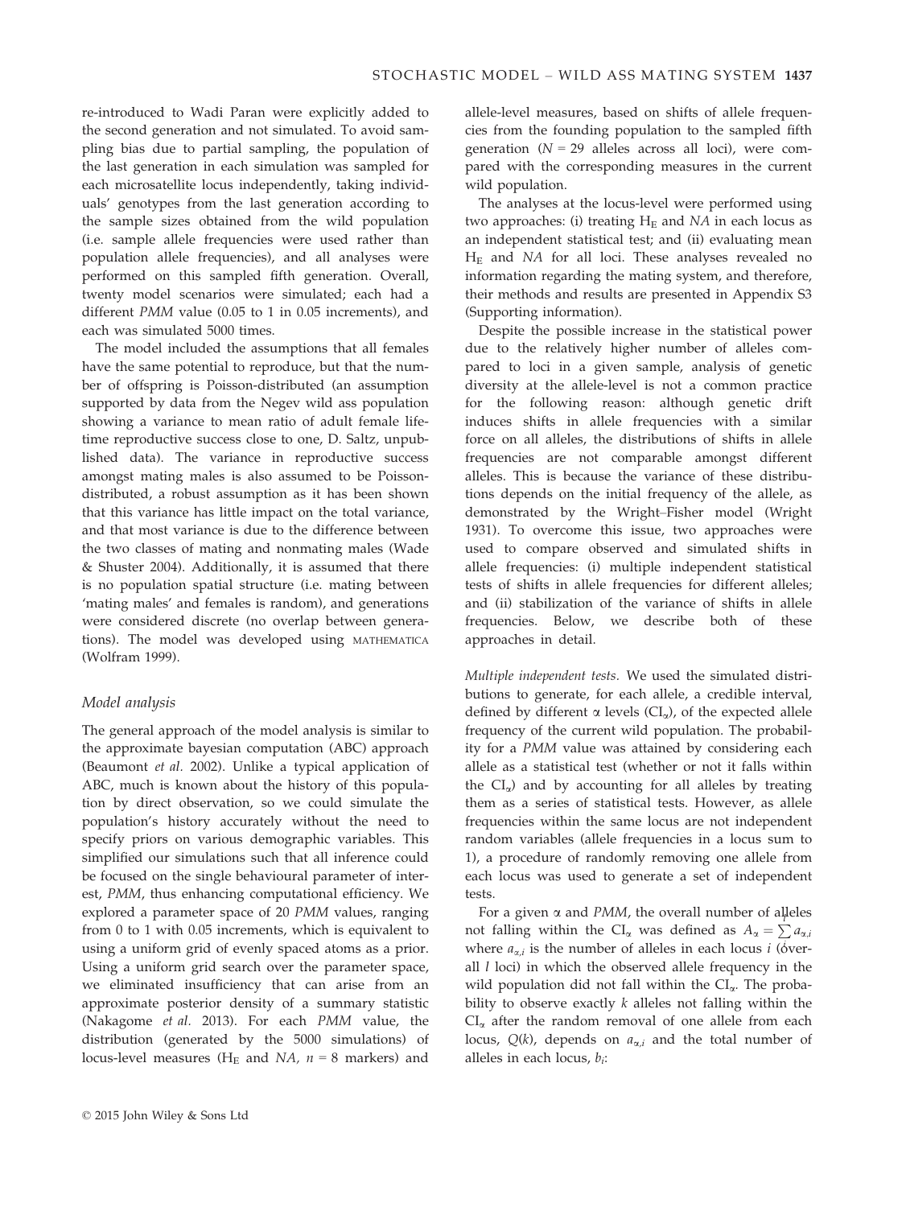re-introduced to Wadi Paran were explicitly added to the second generation and not simulated. To avoid sampling bias due to partial sampling, the population of the last generation in each simulation was sampled for each microsatellite locus independently, taking individuals' genotypes from the last generation according to the sample sizes obtained from the wild population (i.e. sample allele frequencies were used rather than population allele frequencies), and all analyses were performed on this sampled fifth generation. Overall, twenty model scenarios were simulated; each had a different *PMM* value (0.05 to 1 in 0.05 increments), and each was simulated 5000 times.

The model included the assumptions that all females have the same potential to reproduce, but that the number of offspring is Poisson-distributed (an assumption supported by data from the Negev wild ass population showing a variance to mean ratio of adult female lifetime reproductive success close to one, D. Saltz, unpublished data). The variance in reproductive success amongst mating males is also assumed to be Poisson-distributed, a robust assumption as it has been shown that this variance has little impact on the total variance, and that most variance is due to the difference between the two classes of mating and nonmating males (Wade & Shuster 2004). Additionally, it is assumed that there is no population spatial structure (i.e. mating between 'mating males' and females is random), and generations were considered discrete (no overlap between generations). The model was developed using MATHEMATICA (Wolfram 1999).

### Model analysis

The general approach of the model analysis is similar to the approximate bayesian computation (ABC) approach (Beaumont *et al.* 2002). Unlike a typical application of ABC, much is known about the history of this population by direct observation, so we could simulate the population's history accurately without the need to specify priors on various demographic variables. This simplified our simulations such that all inference could be focused on the single behavioural parameter of interest, *PMM*, thus enhancing computational efficiency. We explored a parameter space of 20 *PMM* values, ranging from 0 to 1 with 0.05 increments, which is equivalent to using a uniform grid of evenly spaced atoms as a prior. Using a uniform grid search over the parameter space, we eliminated insufficiency that can arise from an approximate posterior density of a summary statistic (Nakagome *et al.* 2013). For each *PMM* value, the distribution (generated by the 5000 simulations) of locus-level measures ($H_E$ and *NA*, $n = 8$ markers) and allele-level measures, based on shifts of allele frequencies from the founding population to the sampled fifth generation ($N = 29$ alleles across all loci), were compared with the corresponding measures in the current wild population.

The analyses at the locus-level were performed using two approaches: (i) treating $H_E$ and *NA* in each locus as an independent statistical test; and (ii) evaluating mean $H_E$ and *NA* for all loci. These analyses revealed no information regarding the mating system, and therefore, their methods and results are presented in Appendix S3 (Supporting information).

Despite the possible increase in the statistical power due to the relatively higher number of alleles compared to loci in a given sample, analysis of genetic diversity at the allele-level is not a common practice for the following reason: although genetic drift induces shifts in allele frequencies with a similar force on all alleles, the distributions of shifts in allele frequencies are not comparable amongst different alleles. This is because the variance of these distributions depends on the initial frequency of the allele, as demonstrated by the Wright–Fisher model (Wright 1931). To overcome this issue, two approaches were used to compare observed and simulated shifts in allele frequencies: (i) multiple independent statistical tests of shifts in allele frequencies for different alleles; and (ii) stabilization of the variance of shifts in allele frequencies. Below, we describe both of these approaches in detail.

*Multiple independent tests.* We used the simulated distributions to generate, for each allele, a credible interval, defined by different α levels ($CI_\alpha$), of the expected allele frequency of the current wild population. The probability for a *PMM* value was attained by considering each allele as a statistical test (whether or not it falls within the $CI_\alpha$) and by accounting for all alleles by treating them as a series of statistical tests. However, as allele frequencies within the same locus are not independent random variables (allele frequencies in a locus sum to 1), a procedure of randomly removing one allele from each locus was used to generate a set of independent tests.

For a given α and *PMM*, the overall number of alleles not falling within the $CI_\alpha$ was defined as $A_\alpha = \sum_i a_{\alpha,i}$ where $a_{\alpha,i}$ is the number of alleles in each locus $i$ (over all $l$ loci) in which the observed allele frequency in the wild population did not fall within the $CI_\alpha$. The probability to observe exactly $k$ alleles not falling within the $CI_\alpha$ after the random removal of one allele from each locus, $Q(k)$, depends on $a_{\alpha,i}$ and the total number of alleles in each locus, $b_i$: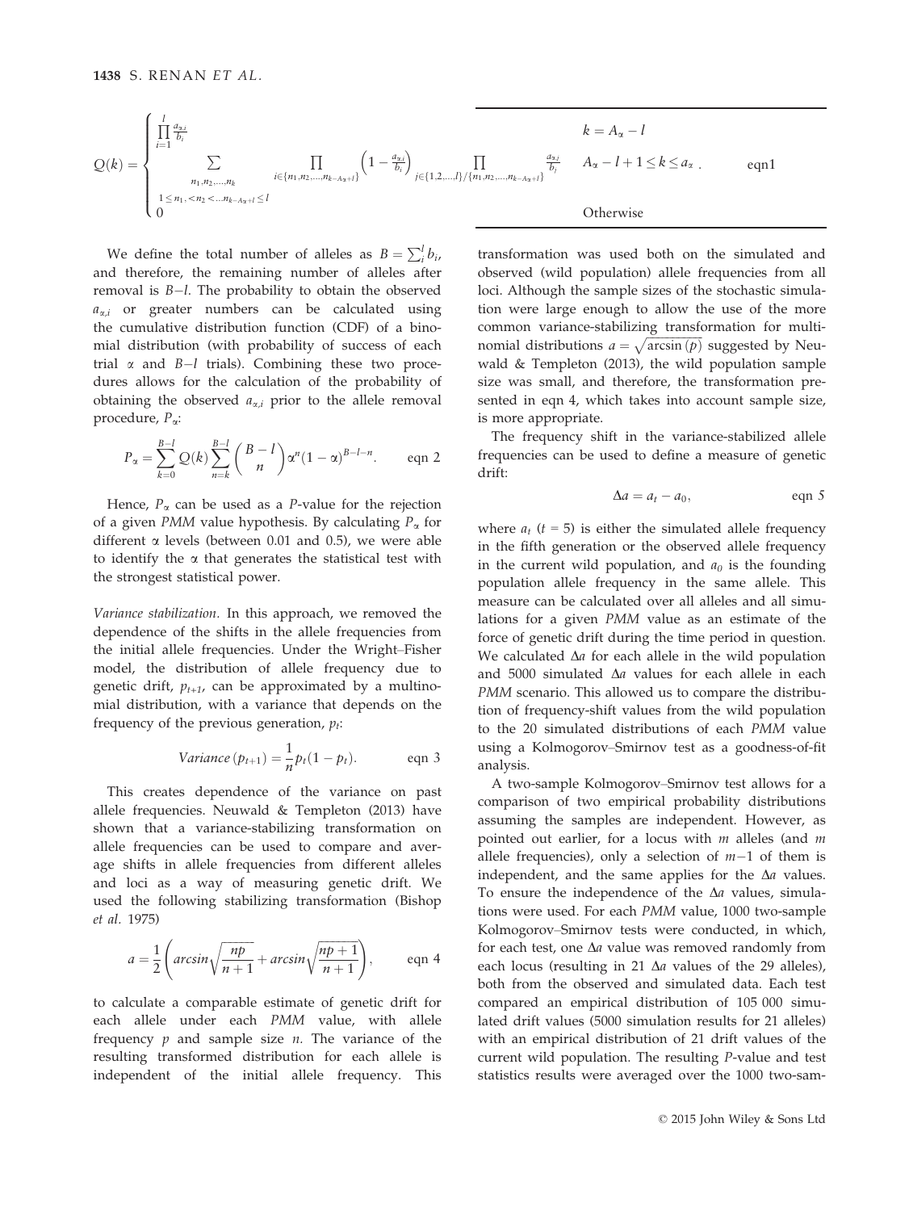$$Q(k) = \begin{cases} \prod_{i=1}^{l} \frac{a_{\alpha,i}}{b_i} & k = A_\alpha - l \\ \sum_{\substack{n_1, n_2, \ldots, n_k \\ 1 \le n_1 < n_2 < \ldots n_{k-A_\alpha+l} \le l}} \prod_{i \in \{n_1, n_2, \ldots, n_{k-A_\alpha+l}\}} \left(1 - \frac{a_{\alpha,i}}{b_i}\right) \prod_{j \in \{1,2,\ldots,l\}/\{n_1,n_2,\ldots,n_{k-A_\alpha+l}\}} \frac{a_{\alpha,j}}{b_j} & A_\alpha - l + 1 \le k \le a_\alpha \\ 0 & \text{Otherwise} \end{cases} \quad \text{eqn1}$$

We define the total number of alleles as $B = \sum_i^l b_i$, and therefore, the remaining number of alleles after removal is $B-l$. The probability to obtain the observed $a_{\alpha,i}$ or greater numbers can be calculated using the cumulative distribution function (CDF) of a binomial distribution (with probability of success of each trial $\alpha$ and $B-l$ trials). Combining these two procedures allows for the calculation of the probability of obtaining the observed $a_{\alpha,i}$ prior to the allele removal procedure, $P_\alpha$:

$$P_\alpha = \sum_{k=0}^{B-l} Q(k) \sum_{n=k}^{B-l} \binom{B-l}{n} \alpha^n (1-\alpha)^{B-l-n}. \quad \text{eqn 2}$$

Hence, $P_\alpha$ can be used as a *P*-value for the rejection of a given *PMM* value hypothesis. By calculating $P_\alpha$ for different $\alpha$ levels (between 0.01 and 0.5), we were able to identify the $\alpha$ that generates the statistical test with the strongest statistical power.

*Variance stabilization.* In this approach, we removed the dependence of the shifts in the allele frequencies from the initial allele frequencies. Under the Wright–Fisher model, the distribution of allele frequency due to genetic drift, $p_{t+1}$, can be approximated by a multinomial distribution, with a variance that depends on the frequency of the previous generation, $p_t$:

$$Variance\,(p_{t+1}) = \frac{1}{n} p_t (1 - p_t). \quad \text{eqn 3}$$

This creates dependence of the variance on past allele frequencies. Neuwald & Templeton (2013) have shown that a variance-stabilizing transformation on allele frequencies can be used to compare and average shifts in allele frequencies from different alleles and loci as a way of measuring genetic drift. We used the following stabilizing transformation (Bishop *et al.* 1975)

$$a = \frac{1}{2}\left( arcsin\sqrt{\frac{np}{n+1}} + arcsin\sqrt{\frac{np+1}{n+1}} \right), \quad \text{eqn 4}$$

to calculate a comparable estimate of genetic drift for each allele under each *PMM* value, with allele frequency $p$ and sample size $n$. The variance of the resulting transformed distribution for each allele is independent of the initial allele frequency. This transformation was used both on the simulated and observed (wild population) allele frequencies from all loci. Although the sample sizes of the stochastic simulation were large enough to allow the use of the more common variance-stabilizing transformation for multinomial distributions $a = \sqrt{\arcsin(p)}$ suggested by Neuwald & Templeton (2013), the wild population sample size was small, and therefore, the transformation presented in eqn 4, which takes into account sample size, is more appropriate.

The frequency shift in the variance-stabilized allele frequencies can be used to define a measure of genetic drift:

$$\Delta a = a_t - a_0, \quad \text{eqn 5}$$

where $a_t$ ($t = 5$) is either the simulated allele frequency in the fifth generation or the observed allele frequency in the current wild population, and $a_0$ is the founding population allele frequency in the same allele. This measure can be calculated over all alleles and all simulations for a given *PMM* value as an estimate of the force of genetic drift during the time period in question. We calculated $\Delta a$ for each allele in the wild population and 5000 simulated $\Delta a$ values for each allele in each *PMM* scenario. This allowed us to compare the distribution of frequency-shift values from the wild population to the 20 simulated distributions of each *PMM* value using a Kolmogorov–Smirnov test as a goodness-of-fit analysis.

A two-sample Kolmogorov–Smirnov test allows for a comparison of two empirical probability distributions assuming the samples are independent. However, as pointed out earlier, for a locus with $m$ alleles (and $m$ allele frequencies), only a selection of $m-1$ of them is independent, and the same applies for the $\Delta a$ values. To ensure the independence of the $\Delta a$ values, simulations were used. For each *PMM* value, 1000 two-sample Kolmogorov–Smirnov tests were conducted, in which, for each test, one $\Delta a$ value was removed randomly from each locus (resulting in 21 $\Delta a$ values of the 29 alleles), both from the observed and simulated data. Each test compared an empirical distribution of 105 000 simulated drift values (5000 simulation results for 21 alleles) with an empirical distribution of 21 drift values of the current wild population. The resulting *P*-value and test statistics results were averaged over the 1000 two-sam-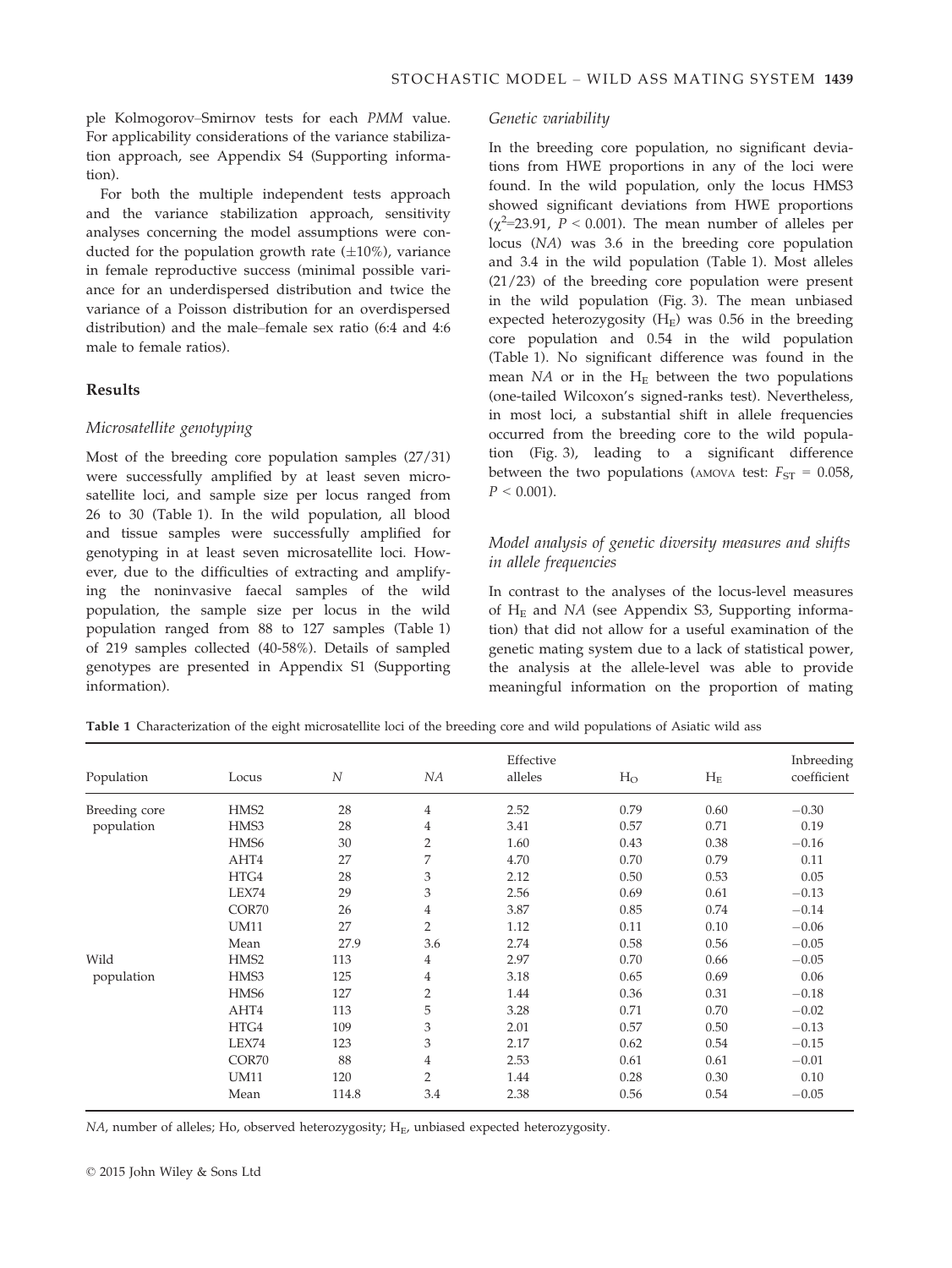ple Kolmogorov–Smirnov tests for each *PMM* value. For applicability considerations of the variance stabilization approach, see Appendix S4 (Supporting information).

For both the multiple independent tests approach and the variance stabilization approach, sensitivity analyses concerning the model assumptions were conducted for the population growth rate (±10%), variance in female reproductive success (minimal possible variance for an underdispersed distribution and twice the variance of a Poisson distribution for an overdispersed distribution) and the male–female sex ratio (6:4 and 4:6 male to female ratios).

## Results

### Microsatellite genotyping

Most of the breeding core population samples (27/31) were successfully amplified by at least seven microsatellite loci, and sample size per locus ranged from 26 to 30 (Table 1). In the wild population, all blood and tissue samples were successfully amplified for genotyping in at least seven microsatellite loci. However, due to the difficulties of extracting and amplifying the noninvasive faecal samples of the wild population, the sample size per locus in the wild population ranged from 88 to 127 samples (Table 1) of 219 samples collected (40-58%). Details of sampled genotypes are presented in Appendix S1 (Supporting information).

### Genetic variability

In the breeding core population, no significant deviations from HWE proportions in any of the loci were found. In the wild population, only the locus HMS3 showed significant deviations from HWE proportions ($\chi^2$=23.91, $P < 0.001$). The mean number of alleles per locus (*NA*) was 3.6 in the breeding core population and 3.4 in the wild population (Table 1). Most alleles (21/23) of the breeding core population were present in the wild population (Fig. 3). The mean unbiased expected heterozygosity ($H_E$) was 0.56 in the breeding core population and 0.54 in the wild population (Table 1). No significant difference was found in the mean *NA* or in the $H_E$ between the two populations (one-tailed Wilcoxon's signed-ranks test). Nevertheless, in most loci, a substantial shift in allele frequencies occurred from the breeding core to the wild population (Fig. 3), leading to a significant difference between the two populations (AMOVA test: $F_{ST}$ = 0.058, $P < 0.001$).

### Model analysis of genetic diversity measures and shifts in allele frequencies

In contrast to the analyses of the locus-level measures of $H_E$ and *NA* (see Appendix S3, Supporting information) that did not allow for a useful examination of the genetic mating system due to a lack of statistical power, the analysis at the allele-level was able to provide meaningful information on the proportion of mating

**Table 1** Characterization of the eight microsatellite loci of the breeding core and wild populations of Asiatic wild ass

| Population | Locus | *N* | *NA* | Effective alleles | $H_O$ | $H_E$ | Inbreeding coefficient |
|---|---|---|---|---|---|---|---|
| Breeding core population | HMS2 | 28 | 4 | 2.52 | 0.79 | 0.60 | −0.30 |
| | HMS3 | 28 | 4 | 3.41 | 0.57 | 0.71 | 0.19 |
| | HMS6 | 30 | 2 | 1.60 | 0.43 | 0.38 | −0.16 |
| | AHT4 | 27 | 7 | 4.70 | 0.70 | 0.79 | 0.11 |
| | HTG4 | 28 | 3 | 2.12 | 0.50 | 0.53 | 0.05 |
| | LEX74 | 29 | 3 | 2.56 | 0.69 | 0.61 | −0.13 |
| | COR70 | 26 | 4 | 3.87 | 0.85 | 0.74 | −0.14 |
| | UM11 | 27 | 2 | 1.12 | 0.11 | 0.10 | −0.06 |
| | Mean | 27.9 | 3.6 | 2.74 | 0.58 | 0.56 | −0.05 |
| Wild population | HMS2 | 113 | 4 | 2.97 | 0.70 | 0.66 | −0.05 |
| | HMS3 | 125 | 4 | 3.18 | 0.65 | 0.69 | 0.06 |
| | HMS6 | 127 | 2 | 1.44 | 0.36 | 0.31 | −0.18 |
| | AHT4 | 113 | 5 | 3.28 | 0.71 | 0.70 | −0.02 |
| | HTG4 | 109 | 3 | 2.01 | 0.57 | 0.50 | −0.13 |
| | LEX74 | 123 | 3 | 2.17 | 0.62 | 0.54 | −0.15 |
| | COR70 | 88 | 4 | 2.53 | 0.61 | 0.61 | −0.01 |
| | UM11 | 120 | 2 | 1.44 | 0.28 | 0.30 | 0.10 |
| | Mean | 114.8 | 3.4 | 2.38 | 0.56 | 0.54 | −0.05 |

*NA*, number of alleles; Ho, observed heterozygosity; $H_E$, unbiased expected heterozygosity.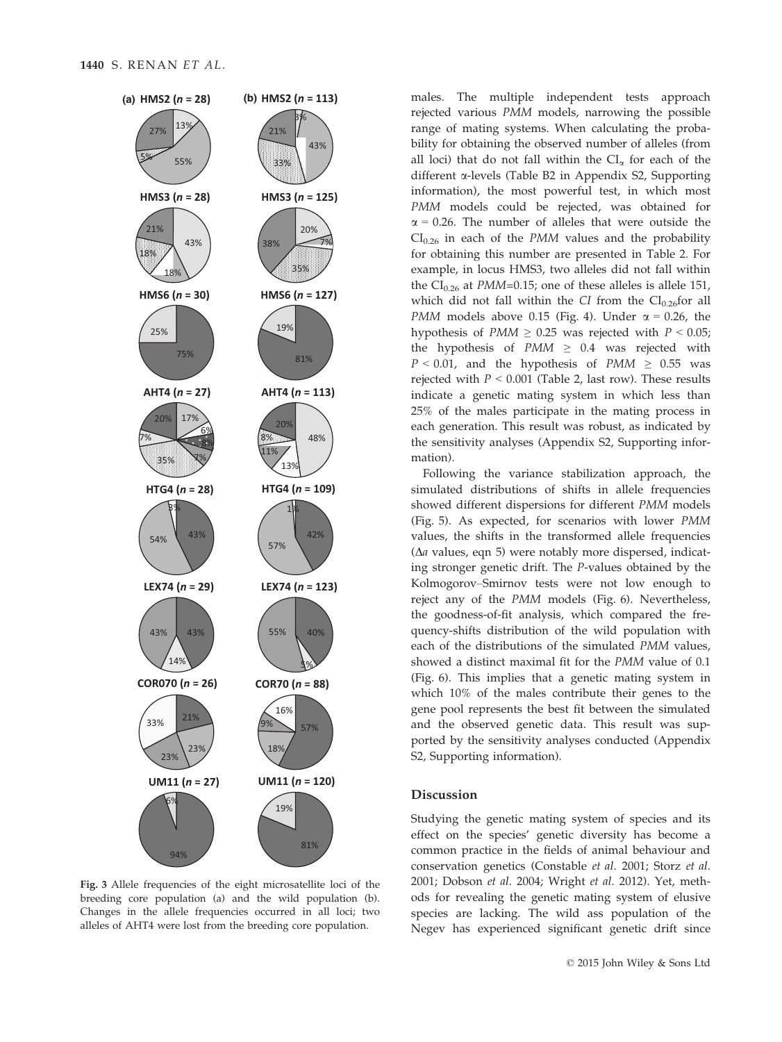Fig. 3 Allele frequencies of the eight microsatellite loci of the breeding core population (a) and the wild population (b). Changes in the allele frequencies occurred in all loci; two alleles of AHT4 were lost from the breeding core population.

males. The multiple independent tests approach rejected various *PMM* models, narrowing the possible range of mating systems. When calculating the probability for obtaining the observed number of alleles (from all loci) that do not fall within the $CI_{\alpha}$ for each of the different α-levels (Table B2 in Appendix S2, Supporting information), the most powerful test, in which most *PMM* models could be rejected, was obtained for $\alpha = 0.26$. The number of alleles that were outside the $CI_{0.26}$ in each of the *PMM* values and the probability for obtaining this number are presented in Table 2. For example, in locus HMS3, two alleles did not fall within the $CI_{0.26}$ at *PMM*=0.15; one of these alleles is allele 151, which did not fall within the *CI* from the $CI_{0.26}$for all *PMM* models above 0.15 (Fig. 4). Under $\alpha = 0.26$, the hypothesis of $PMM \geq 0.25$ was rejected with $P < 0.05$; the hypothesis of $PMM \geq 0.4$ was rejected with $P < 0.01$, and the hypothesis of $PMM \geq 0.55$ was rejected with $P < 0.001$ (Table 2, last row). These results indicate a genetic mating system in which less than 25% of the males participate in the mating process in each generation. This result was robust, as indicated by the sensitivity analyses (Appendix S2, Supporting information).

Following the variance stabilization approach, the simulated distributions of shifts in allele frequencies showed different dispersions for different *PMM* models (Fig. 5). As expected, for scenarios with lower *PMM* values, the shifts in the transformed allele frequencies ($\Delta a$ values, eqn 5) were notably more dispersed, indicating stronger genetic drift. The *P*-values obtained by the Kolmogorov–Smirnov tests were not low enough to reject any of the *PMM* models (Fig. 6). Nevertheless, the goodness-of-fit analysis, which compared the frequency-shifts distribution of the wild population with each of the distributions of the simulated *PMM* values, showed a distinct maximal fit for the *PMM* value of 0.1 (Fig. 6). This implies that a genetic mating system in which 10% of the males contribute their genes to the gene pool represents the best fit between the simulated and the observed genetic data. This result was supported by the sensitivity analyses conducted (Appendix S2, Supporting information).

## Discussion

Studying the genetic mating system of species and its effect on the species' genetic diversity has become a common practice in the fields of animal behaviour and conservation genetics (Constable *et al.* 2001; Storz *et al.* 2001; Dobson *et al.* 2004; Wright *et al.* 2012). Yet, methods for revealing the genetic mating system of elusive species are lacking. The wild ass population of the Negev has experienced significant genetic drift since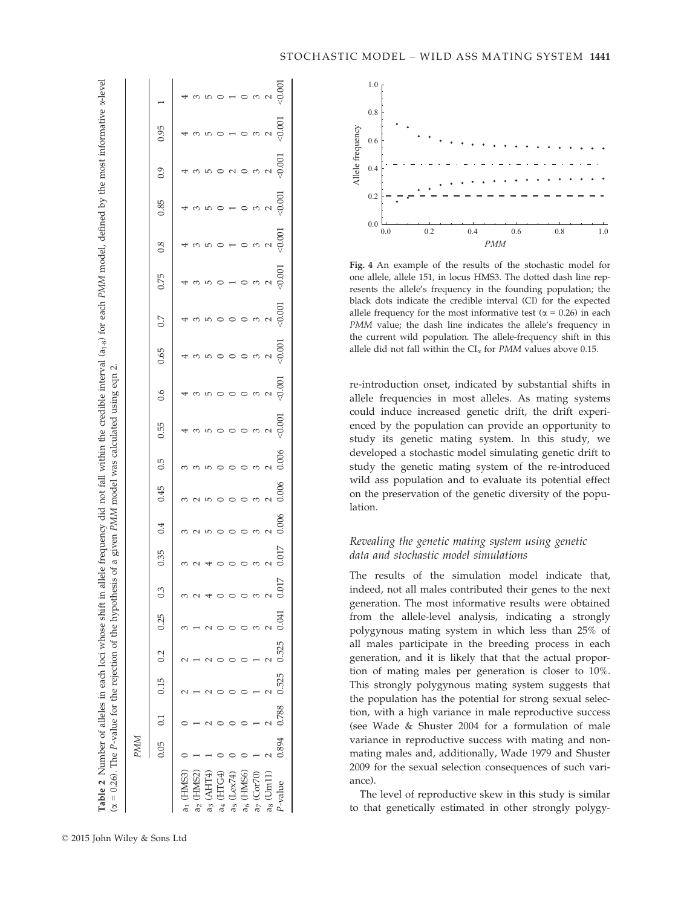**Table 2** Number of alleles in each loci whose shift in allele frequency did not fall within the credible interval ($a_{1-8}$) for each *PMM* model, defined by the most informative α-level (α = 0.26). The *P*-value for the rejection of the hypothesis of a given *PMM* model was calculated using eqn 2.

| | *PMM* | | | | | | | | | | | | | | | | | | | |
|---|---|---|---|---|---|---|---|---|---|---|---|---|---|---|---|---|---|---|---|---|
| | 0.05 | 0.1 | 0.15 | 0.2 | 0.25 | 0.3 | 0.35 | 0.4 | 0.45 | 0.5 | 0.55 | 0.6 | 0.65 | 0.7 | 0.75 | 0.8 | 0.85 | 0.9 | 0.95 | 1 |
| $a_1$ (HMS3) | 0 | 0 | 2 | 2 | 3 | 3 | 3 | 3 | 3 | 3 | 4 | 4 | 4 | 4 | 4 | 4 | 4 | 4 | 4 | 4 |
| $a_2$ (HMS2) | 1 | 1 | 1 | 1 | 1 | 2 | 2 | 2 | 2 | 3 | 3 | 3 | 3 | 3 | 3 | 3 | 3 | 3 | 3 | 3 |
| $a_3$ (AHT4) | 1 | 2 | 2 | 2 | 2 | 4 | 4 | 5 | 5 | 5 | 5 | 5 | 5 | 5 | 5 | 5 | 5 | 5 | 5 | 5 |
| $a_4$ (HTG4) | 0 | 0 | 0 | 0 | 0 | 0 | 0 | 0 | 0 | 0 | 0 | 0 | 0 | 0 | 0 | 0 | 0 | 0 | 0 | 0 |
| $a_5$ (Lex74) | 0 | 0 | 0 | 0 | 0 | 0 | 0 | 0 | 0 | 0 | 0 | 0 | 0 | 0 | 1 | 1 | 1 | 2 | 1 | 1 |
| $a_6$ (HMS6) | 0 | 0 | 0 | 0 | 0 | 0 | 0 | 0 | 0 | 0 | 0 | 0 | 0 | 0 | 0 | 0 | 0 | 0 | 0 | 0 |
| $a_7$ (Cor70) | 1 | 1 | 1 | 1 | 3 | 3 | 3 | 3 | 3 | 3 | 3 | 3 | 3 | 3 | 3 | 3 | 3 | 3 | 3 | 3 |
| $a_8$ (Um11) | 2 | 2 | 2 | 2 | 2 | 2 | 2 | 2 | 2 | 2 | 2 | 2 | 2 | 2 | 2 | 2 | 2 | 2 | 2 | 2 |
| *P*-value | 0.894 | 0.788 | 0.525 | 0.525 | 0.041 | 0.017 | 0.017 | 0.006 | 0.006 | 0.006 | <0.001 | <0.001 | <0.001 | <0.001 | <0.001 | <0.001 | <0.001 | <0.001 | <0.001 | <0.001 |

**Fig. 4** An example of the results of the stochastic model for one allele, allele 151, in locus HMS3. The dotted dash line represents the allele's frequency in the founding population; the black dots indicate the credible interval (CI) for the expected allele frequency for the most informative test (α = 0.26) in each *PMM* value; the dash line indicates the allele's frequency in the current wild population. The allele-frequency shift in this allele did not fall within the $CI_α$ for *PMM* values above 0.15.

re-introduction onset, indicated by substantial shifts in allele frequencies in most alleles. As mating systems could induce increased genetic drift, the drift experienced by the population can provide an opportunity to study its genetic mating system. In this study, we developed a stochastic model simulating genetic drift to study the genetic mating system of the re-introduced wild ass population and to evaluate its potential effect on the preservation of the genetic diversity of the population.

### *Revealing the genetic mating system using genetic data and stochastic model simulations*

The results of the simulation model indicate that, indeed, not all males contributed their genes to the next generation. The most informative results were obtained from the allele-level analysis, indicating a strongly polygynous mating system in which less than 25% of all males participate in the breeding process in each generation, and it is likely that that the actual proportion of mating males per generation is closer to 10%. This strongly polygynous mating system suggests that the population has the potential for strong sexual selection, with a high variance in male reproductive success (see Wade & Shuster 2004 for a formulation of male variance in reproductive success with mating and nonmating males and, additionally, Wade 1979 and Shuster 2009 for the sexual selection consequences of such variance).

The level of reproductive skew in this study is similar to that genetically estimated in other strongly polygy-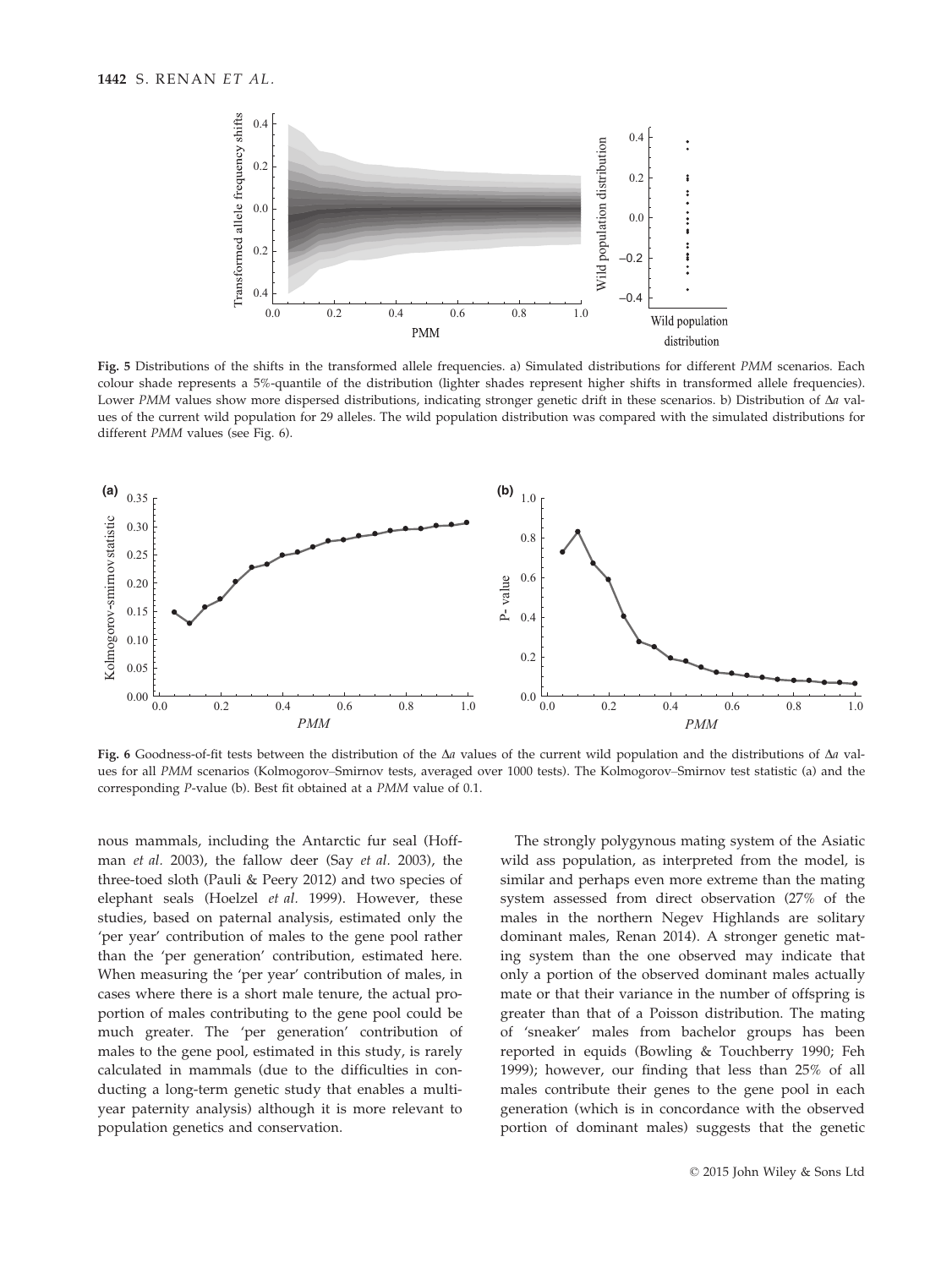**Fig. 5** Distributions of the shifts in the transformed allele frequencies. a) Simulated distributions for different *PMM* scenarios. Each colour shade represents a 5%-quantile of the distribution (lighter shades represent higher shifts in transformed allele frequencies). Lower *PMM* values show more dispersed distributions, indicating stronger genetic drift in these scenarios. b) Distribution of $\Delta a$ values of the current wild population for 29 alleles. The wild population distribution was compared with the simulated distributions for different *PMM* values (see Fig. 6).

**Fig. 6** Goodness-of-fit tests between the distribution of the $\Delta a$ values of the current wild population and the distributions of $\Delta a$ values for all *PMM* scenarios (Kolmogorov–Smirnov tests, averaged over 1000 tests). The Kolmogorov–Smirnov test statistic (a) and the corresponding *P*-value (b). Best fit obtained at a *PMM* value of 0.1.

nous mammals, including the Antarctic fur seal (Hoffman *et al.* 2003), the fallow deer (Say *et al.* 2003), the three-toed sloth (Pauli & Peery 2012) and two species of elephant seals (Hoelzel *et al.* 1999). However, these studies, based on paternal analysis, estimated only the 'per year' contribution of males to the gene pool rather than the 'per generation' contribution, estimated here. When measuring the 'per year' contribution of males, in cases where there is a short male tenure, the actual proportion of males contributing to the gene pool could be much greater. The 'per generation' contribution of males to the gene pool, estimated in this study, is rarely calculated in mammals (due to the difficulties in conducting a long-term genetic study that enables a multi-year paternity analysis) although it is more relevant to population genetics and conservation.

The strongly polygynous mating system of the Asiatic wild ass population, as interpreted from the model, is similar and perhaps even more extreme than the mating system assessed from direct observation (27% of the males in the northern Negev Highlands are solitary dominant males, Renan 2014). A stronger genetic mating system than the one observed may indicate that only a portion of the observed dominant males actually mate or that their variance in the number of offspring is greater than that of a Poisson distribution. The mating of 'sneaker' males from bachelor groups has been reported in equids (Bowling & Touchberry 1990; Feh 1999); however, our finding that less than 25% of all males contribute their genes to the gene pool in each generation (which is in concordance with the observed portion of dominant males) suggests that the genetic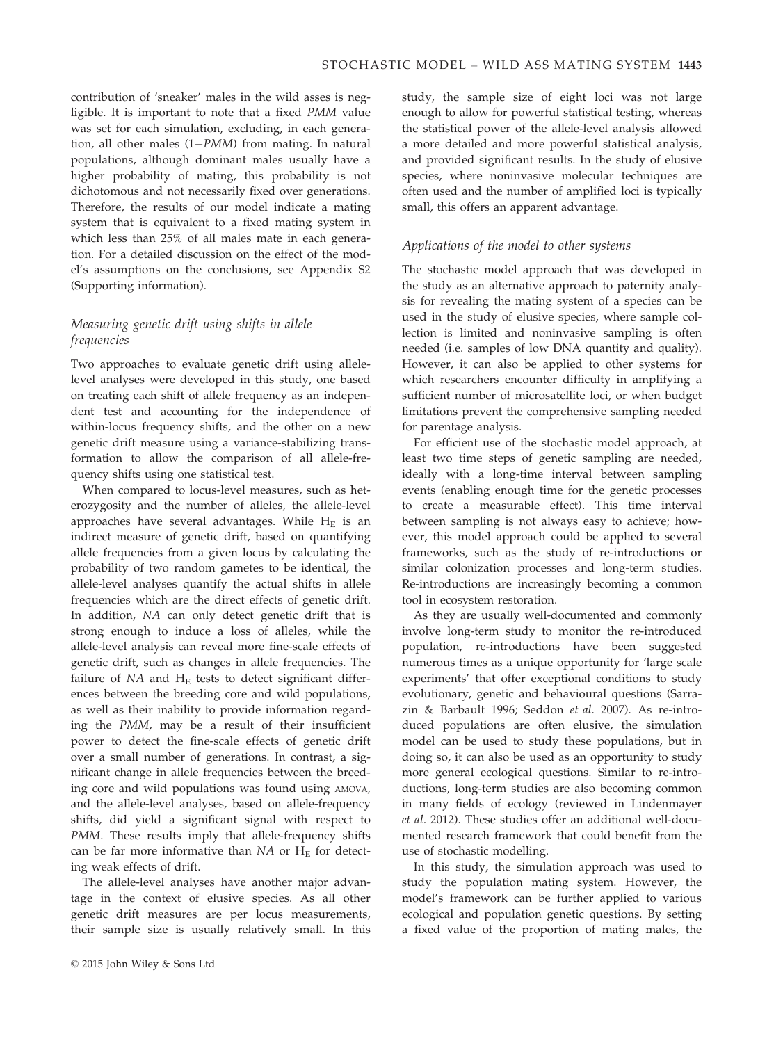contribution of 'sneaker' males in the wild asses is negligible. It is important to note that a fixed *PMM* value was set for each simulation, excluding, in each generation, all other males ($1-PMM$) from mating. In natural populations, although dominant males usually have a higher probability of mating, this probability is not dichotomous and not necessarily fixed over generations. Therefore, the results of our model indicate a mating system that is equivalent to a fixed mating system in which less than 25% of all males mate in each generation. For a detailed discussion on the effect of the model's assumptions on the conclusions, see Appendix S2 (Supporting information).

### *Measuring genetic drift using shifts in allele frequencies*

Two approaches to evaluate genetic drift using allele-level analyses were developed in this study, one based on treating each shift of allele frequency as an independent test and accounting for the independence of within-locus frequency shifts, and the other on a new genetic drift measure using a variance-stabilizing transformation to allow the comparison of all allele-frequency shifts using one statistical test.

When compared to locus-level measures, such as heterozygosity and the number of alleles, the allele-level approaches have several advantages. While $H_E$ is an indirect measure of genetic drift, based on quantifying allele frequencies from a given locus by calculating the probability of two random gametes to be identical, the allele-level analyses quantify the actual shifts in allele frequencies which are the direct effects of genetic drift. In addition, *NA* can only detect genetic drift that is strong enough to induce a loss of alleles, while the allele-level analysis can reveal more fine-scale effects of genetic drift, such as changes in allele frequencies. The failure of *NA* and $H_E$ tests to detect significant differences between the breeding core and wild populations, as well as their inability to provide information regarding the *PMM*, may be a result of their insufficient power to detect the fine-scale effects of genetic drift over a small number of generations. In contrast, a significant change in allele frequencies between the breeding core and wild populations was found using AMOVA, and the allele-level analyses, based on allele-frequency shifts, did yield a significant signal with respect to *PMM*. These results imply that allele-frequency shifts can be far more informative than *NA* or $H_E$ for detecting weak effects of drift.

The allele-level analyses have another major advantage in the context of elusive species. As all other genetic drift measures are per locus measurements, their sample size is usually relatively small. In this study, the sample size of eight loci was not large enough to allow for powerful statistical testing, whereas the statistical power of the allele-level analysis allowed a more detailed and more powerful statistical analysis, and provided significant results. In the study of elusive species, where noninvasive molecular techniques are often used and the number of amplified loci is typically small, this offers an apparent advantage.

### *Applications of the model to other systems*

The stochastic model approach that was developed in the study as an alternative approach to paternity analysis for revealing the mating system of a species can be used in the study of elusive species, where sample collection is limited and noninvasive sampling is often needed (i.e. samples of low DNA quantity and quality). However, it can also be applied to other systems for which researchers encounter difficulty in amplifying a sufficient number of microsatellite loci, or when budget limitations prevent the comprehensive sampling needed for parentage analysis.

For efficient use of the stochastic model approach, at least two time steps of genetic sampling are needed, ideally with a long-time interval between sampling events (enabling enough time for the genetic processes to create a measurable effect). This time interval between sampling is not always easy to achieve; however, this model approach could be applied to several frameworks, such as the study of re-introductions or similar colonization processes and long-term studies. Re-introductions are increasingly becoming a common tool in ecosystem restoration.

As they are usually well-documented and commonly involve long-term study to monitor the re-introduced population, re-introductions have been suggested numerous times as a unique opportunity for 'large scale experiments' that offer exceptional conditions to study evolutionary, genetic and behavioural questions (Sarrazin & Barbault 1996; Seddon *et al.* 2007). As re-introduced populations are often elusive, the simulation model can be used to study these populations, but in doing so, it can also be used as an opportunity to study more general ecological questions. Similar to re-introductions, long-term studies are also becoming common in many fields of ecology (reviewed in Lindenmayer *et al.* 2012). These studies offer an additional well-documented research framework that could benefit from the use of stochastic modelling.

In this study, the simulation approach was used to study the population mating system. However, the model's framework can be further applied to various ecological and population genetic questions. By setting a fixed value of the proportion of mating males, the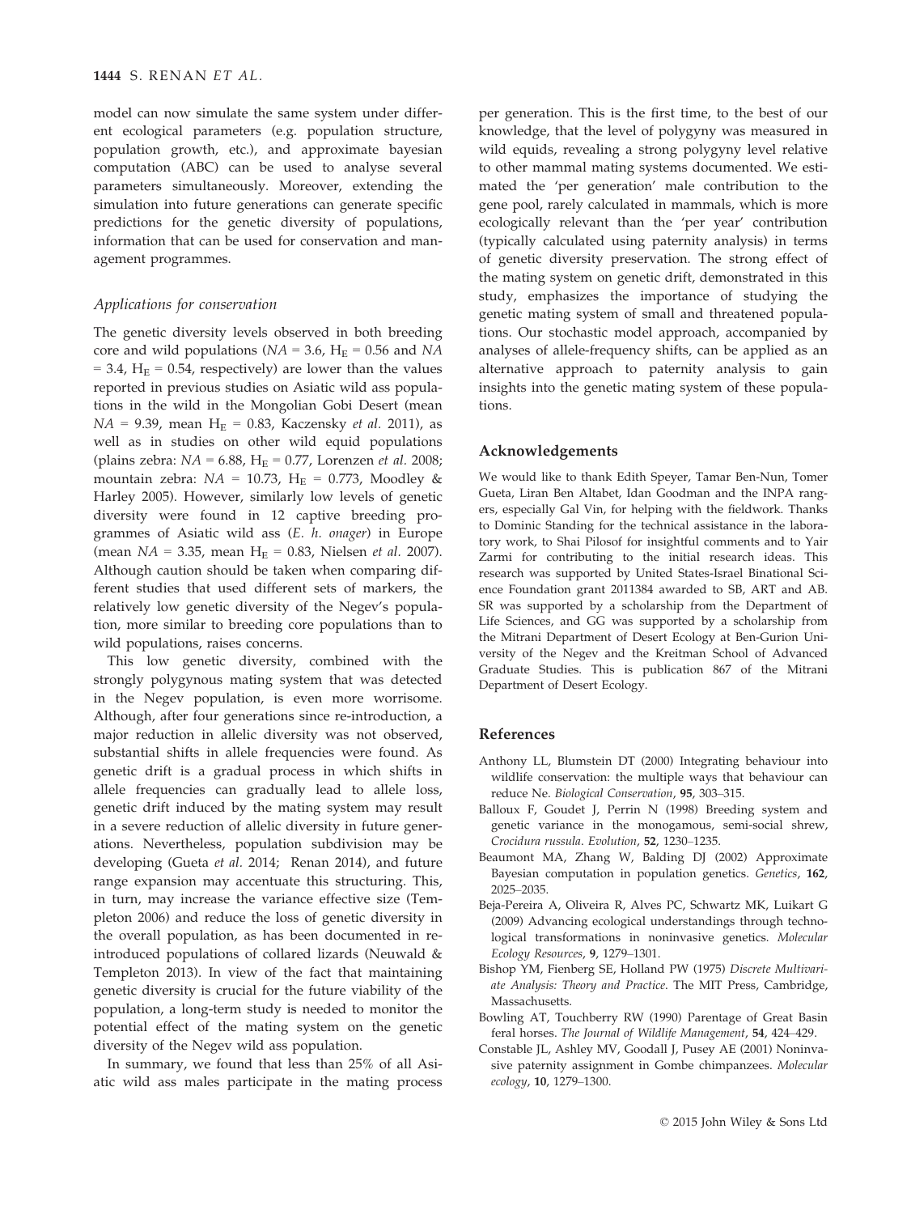model can now simulate the same system under different ecological parameters (e.g. population structure, population growth, etc.), and approximate bayesian computation (ABC) can be used to analyse several parameters simultaneously. Moreover, extending the simulation into future generations can generate specific predictions for the genetic diversity of populations, information that can be used for conservation and management programmes.

### *Applications for conservation*

The genetic diversity levels observed in both breeding core and wild populations ($NA$ = 3.6, $H_E$ = 0.56 and $NA$ = 3.4, $H_E$ = 0.54, respectively) are lower than the values reported in previous studies on Asiatic wild ass populations in the wild in the Mongolian Gobi Desert (mean $NA$ = 9.39, mean $H_E$ = 0.83, Kaczensky *et al.* 2011), as well as in studies on other wild equid populations (plains zebra: $NA$ = 6.88, $H_E$ = 0.77, Lorenzen *et al.* 2008; mountain zebra: $NA$ = 10.73, $H_E$ = 0.773, Moodley & Harley 2005). However, similarly low levels of genetic diversity were found in 12 captive breeding programmes of Asiatic wild ass (*E. h. onager*) in Europe (mean $NA$ = 3.35, mean $H_E$ = 0.83, Nielsen *et al.* 2007). Although caution should be taken when comparing different studies that used different sets of markers, the relatively low genetic diversity of the Negev's population, more similar to breeding core populations than to wild populations, raises concerns.

This low genetic diversity, combined with the strongly polygynous mating system that was detected in the Negev population, is even more worrisome. Although, after four generations since re-introduction, a major reduction in allelic diversity was not observed, substantial shifts in allele frequencies were found. As genetic drift is a gradual process in which shifts in allele frequencies can gradually lead to allele loss, genetic drift induced by the mating system may result in a severe reduction of allelic diversity in future generations. Nevertheless, population subdivision may be developing (Gueta *et al.* 2014; Renan 2014), and future range expansion may accentuate this structuring. This, in turn, may increase the variance effective size (Templeton 2006) and reduce the loss of genetic diversity in the overall population, as has been documented in re-introduced populations of collared lizards (Neuwald & Templeton 2013). In view of the fact that maintaining genetic diversity is crucial for the future viability of the population, a long-term study is needed to monitor the potential effect of the mating system on the genetic diversity of the Negev wild ass population.

In summary, we found that less than 25% of all Asiatic wild ass males participate in the mating process per generation. This is the first time, to the best of our knowledge, that the level of polygyny was measured in wild equids, revealing a strong polygyny level relative to other mammal mating systems documented. We estimated the 'per generation' male contribution to the gene pool, rarely calculated in mammals, which is more ecologically relevant than the 'per year' contribution (typically calculated using paternity analysis) in terms of genetic diversity preservation. The strong effect of the mating system on genetic drift, demonstrated in this study, emphasizes the importance of studying the genetic mating system of small and threatened populations. Our stochastic model approach, accompanied by analyses of allele-frequency shifts, can be applied as an alternative approach to paternity analysis to gain insights into the genetic mating system of these populations.

## Acknowledgements

We would like to thank Edith Speyer, Tamar Ben-Nun, Tomer Gueta, Liran Ben Altabet, Idan Goodman and the INPA rangers, especially Gal Vin, for helping with the fieldwork. Thanks to Dominic Standing for the technical assistance in the laboratory work, to Shai Pilosof for insightful comments and to Yair Zarmi for contributing to the initial research ideas. This research was supported by United States-Israel Binational Science Foundation grant 2011384 awarded to SB, ART and AB. SR was supported by a scholarship from the Department of Life Sciences, and GG was supported by a scholarship from the Mitrani Department of Desert Ecology at Ben-Gurion University of the Negev and the Kreitman School of Advanced Graduate Studies. This is publication 867 of the Mitrani Department of Desert Ecology.

## References

Anthony LL, Blumstein DT (2000) Integrating behaviour into wildlife conservation: the multiple ways that behaviour can reduce Ne. *Biological Conservation*, **95**, 303–315.

Balloux F, Goudet J, Perrin N (1998) Breeding system and genetic variance in the monogamous, semi-social shrew, *Crocidura russula*. *Evolution*, **52**, 1230–1235.

Beaumont MA, Zhang W, Balding DJ (2002) Approximate Bayesian computation in population genetics. *Genetics*, **162**, 2025–2035.

Beja-Pereira A, Oliveira R, Alves PC, Schwartz MK, Luikart G (2009) Advancing ecological understandings through technological transformations in noninvasive genetics. *Molecular Ecology Resources*, **9**, 1279–1301.

Bishop YM, Fienberg SE, Holland PW (1975) *Discrete Multivariate Analysis: Theory and Practice*. The MIT Press, Cambridge, Massachusetts.

Bowling AT, Touchberry RW (1990) Parentage of Great Basin feral horses. *The Journal of Wildlife Management*, **54**, 424–429.

Constable JL, Ashley MV, Goodall J, Pusey AE (2001) Noninvasive paternity assignment in Gombe chimpanzees. *Molecular ecology*, **10**, 1279–1300.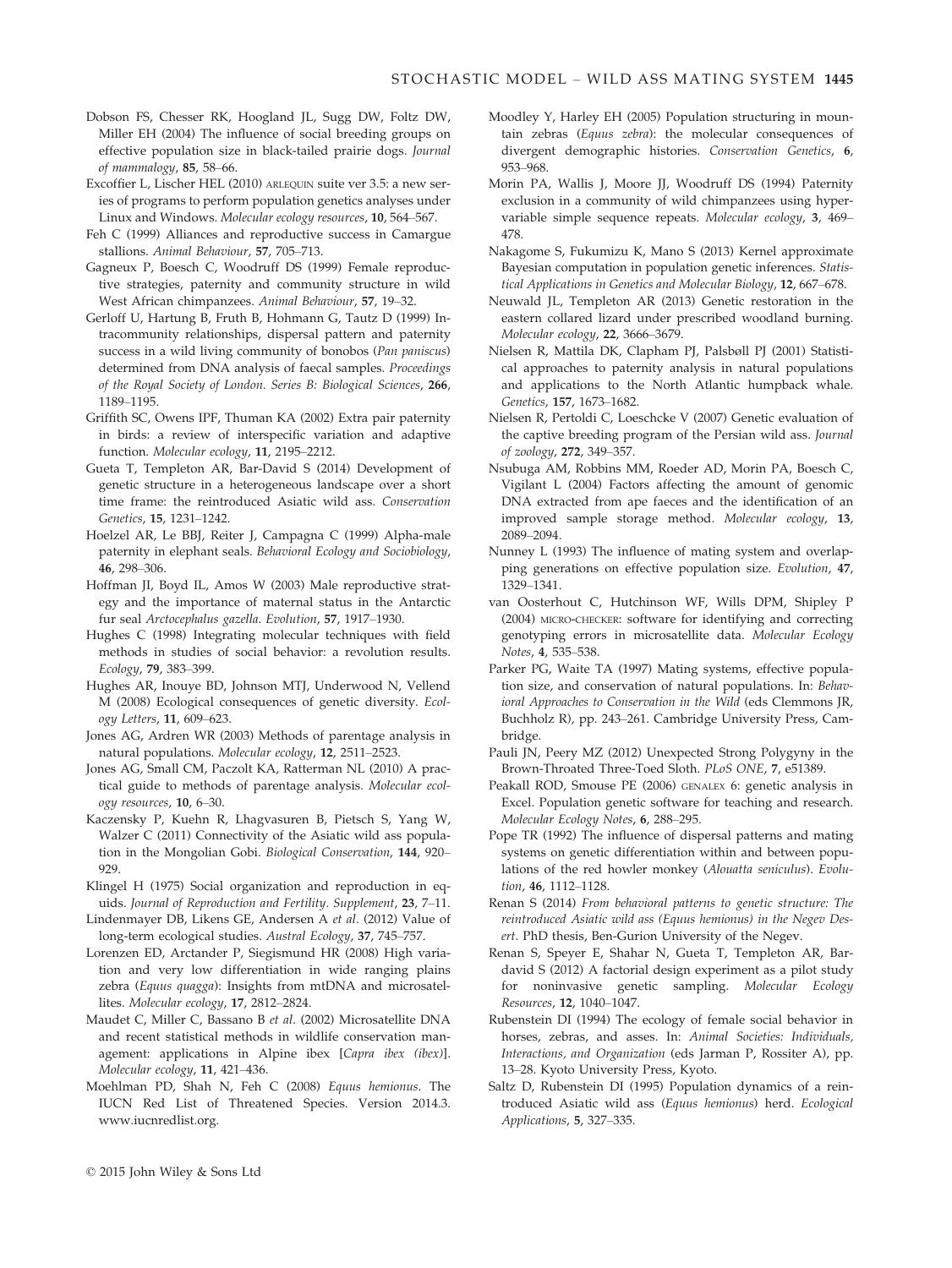Dobson FS, Chesser RK, Hoogland JL, Sugg DW, Foltz DW, Miller EH (2004) The influence of social breeding groups on effective population size in black-tailed prairie dogs. *Journal of mammalogy*, **85**, 58–66.

Excoffier L, Lischer HEL (2010) ARLEQUIN suite ver 3.5: a new series of programs to perform population genetics analyses under Linux and Windows. *Molecular ecology resources*, **10**, 564–567.

Feh C (1999) Alliances and reproductive success in Camargue stallions. *Animal Behaviour*, **57**, 705–713.

Gagneux P, Boesch C, Woodruff DS (1999) Female reproductive strategies, paternity and community structure in wild West African chimpanzees. *Animal Behaviour*, **57**, 19–32.

Gerloff U, Hartung B, Fruth B, Hohmann G, Tautz D (1999) Intracommunity relationships, dispersal pattern and paternity success in a wild living community of bonobos (*Pan paniscus*) determined from DNA analysis of faecal samples. *Proceedings of the Royal Society of London. Series B: Biological Sciences*, **266**, 1189–1195.

Griffith SC, Owens IPF, Thuman KA (2002) Extra pair paternity in birds: a review of interspecific variation and adaptive function. *Molecular ecology*, **11**, 2195–2212.

Gueta T, Templeton AR, Bar-David S (2014) Development of genetic structure in a heterogeneous landscape over a short time frame: the reintroduced Asiatic wild ass. *Conservation Genetics*, **15**, 1231–1242.

Hoelzel AR, Le BBJ, Reiter J, Campagna C (1999) Alpha-male paternity in elephant seals. *Behavioral Ecology and Sociobiology*, **46**, 298–306.

Hoffman JI, Boyd IL, Amos W (2003) Male reproductive strategy and the importance of maternal status in the Antarctic fur seal *Arctocephalus gazella*. *Evolution*, **57**, 1917–1930.

Hughes C (1998) Integrating molecular techniques with field methods in studies of social behavior: a revolution results. *Ecology*, **79**, 383–399.

Hughes AR, Inouye BD, Johnson MTJ, Underwood N, Vellend M (2008) Ecological consequences of genetic diversity. *Ecology Letters*, **11**, 609–623.

Jones AG, Ardren WR (2003) Methods of parentage analysis in natural populations. *Molecular ecology*, **12**, 2511–2523.

Jones AG, Small CM, Paczolt KA, Ratterman NL (2010) A practical guide to methods of parentage analysis. *Molecular ecology resources*, **10**, 6–30.

Kaczensky P, Kuehn R, Lhagvasuren B, Pietsch S, Yang W, Walzer C (2011) Connectivity of the Asiatic wild ass population in the Mongolian Gobi. *Biological Conservation*, **144**, 920–929.

Klingel H (1975) Social organization and reproduction in equids. *Journal of Reproduction and Fertility. Supplement*, **23**, 7–11.

Lindenmayer DB, Likens GE, Andersen A *et al.* (2012) Value of long-term ecological studies. *Austral Ecology*, **37**, 745–757.

Lorenzen ED, Arctander P, Siegismund HR (2008) High variation and very low differentiation in wide ranging plains zebra (*Equus quagga*): Insights from mtDNA and microsatellites. *Molecular ecology*, **17**, 2812–2824.

Maudet C, Miller C, Bassano B *et al.* (2002) Microsatellite DNA and recent statistical methods in wildlife conservation management: applications in Alpine ibex [*Capra ibex (ibex)*]. *Molecular ecology*, **11**, 421–436.

Moehlman PD, Shah N, Feh C (2008) *Equus hemionus*. The IUCN Red List of Threatened Species. Version 2014.3. www.iucnredlist.org.

Moodley Y, Harley EH (2005) Population structuring in mountain zebras (*Equus zebra*): the molecular consequences of divergent demographic histories. *Conservation Genetics*, **6**, 953–968.

Morin PA, Wallis J, Moore JJ, Woodruff DS (1994) Paternity exclusion in a community of wild chimpanzees using hypervariable simple sequence repeats. *Molecular ecology*, **3**, 469–478.

Nakagome S, Fukumizu K, Mano S (2013) Kernel approximate Bayesian computation in population genetic inferences. *Statistical Applications in Genetics and Molecular Biology*, **12**, 667–678.

Neuwald JL, Templeton AR (2013) Genetic restoration in the eastern collared lizard under prescribed woodland burning. *Molecular ecology*, **22**, 3666–3679.

Nielsen R, Mattila DK, Clapham PJ, Palsbøll PJ (2001) Statistical approaches to paternity analysis in natural populations and applications to the North Atlantic humpback whale. *Genetics*, **157**, 1673–1682.

Nielsen R, Pertoldi C, Loeschcke V (2007) Genetic evaluation of the captive breeding program of the Persian wild ass. *Journal of zoology*, **272**, 349–357.

Nsubuga AM, Robbins MM, Roeder AD, Morin PA, Boesch C, Vigilant L (2004) Factors affecting the amount of genomic DNA extracted from ape faeces and the identification of an improved sample storage method. *Molecular ecology*, **13**, 2089–2094.

Nunney L (1993) The influence of mating system and overlapping generations on effective population size. *Evolution*, **47**, 1329–1341.

van Oosterhout C, Hutchinson WF, Wills DPM, Shipley P (2004) MICRO-CHECKER: software for identifying and correcting genotyping errors in microsatellite data. *Molecular Ecology Notes*, **4**, 535–538.

Parker PG, Waite TA (1997) Mating systems, effective population size, and conservation of natural populations. In: *Behavioral Approaches to Conservation in the Wild* (eds Clemmons JR, Buchholz R), pp. 243–261. Cambridge University Press, Cambridge.

Pauli JN, Peery MZ (2012) Unexpected Strong Polygyny in the Brown-Throated Three-Toed Sloth. *PLoS ONE*, **7**, e51389.

Peakall ROD, Smouse PE (2006) GENALEX 6: genetic analysis in Excel. Population genetic software for teaching and research. *Molecular Ecology Notes*, **6**, 288–295.

Pope TR (1992) The influence of dispersal patterns and mating systems on genetic differentiation within and between populations of the red howler monkey (*Alouatta seniculus*). *Evolution*, **46**, 1112–1128.

Renan S (2014) *From behavioral patterns to genetic structure: The reintroduced Asiatic wild ass (Equus hemionus) in the Negev Desert*. PhD thesis, Ben-Gurion University of the Negev.

Renan S, Speyer E, Shahar N, Gueta T, Templeton AR, Bar-david S (2012) A factorial design experiment as a pilot study for noninvasive genetic sampling. *Molecular Ecology Resources*, **12**, 1040–1047.

Rubenstein DI (1994) The ecology of female social behavior in horses, zebras, and asses. In: *Animal Societies: Individuals, Interactions, and Organization* (eds Jarman P, Rossiter A), pp. 13–28. Kyoto University Press, Kyoto.

Saltz D, Rubenstein DI (1995) Population dynamics of a reintroduced Asiatic wild ass (*Equus hemionus*) herd. *Ecological Applications*, **5**, 327–335.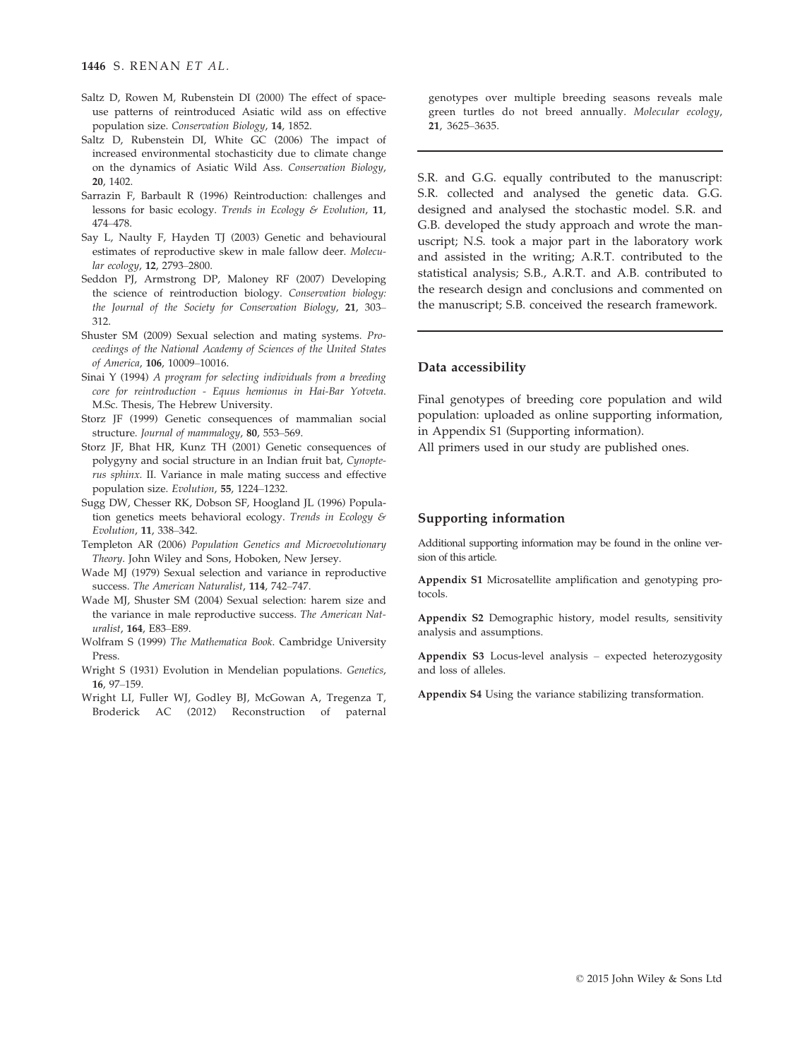Saltz D, Rowen M, Rubenstein DI (2000) The effect of space-use patterns of reintroduced Asiatic wild ass on effective population size. *Conservation Biology*, **14**, 1852.

Saltz D, Rubenstein DI, White GC (2006) The impact of increased environmental stochasticity due to climate change on the dynamics of Asiatic Wild Ass. *Conservation Biology*, **20**, 1402.

Sarrazin F, Barbault R (1996) Reintroduction: challenges and lessons for basic ecology. *Trends in Ecology & Evolution*, **11**, 474–478.

Say L, Naulty F, Hayden TJ (2003) Genetic and behavioural estimates of reproductive skew in male fallow deer. *Molecular ecology*, **12**, 2793–2800.

Seddon PJ, Armstrong DP, Maloney RF (2007) Developing the science of reintroduction biology. *Conservation biology: the Journal of the Society for Conservation Biology*, **21**, 303–312.

Shuster SM (2009) Sexual selection and mating systems. *Proceedings of the National Academy of Sciences of the United States of America*, **106**, 10009–10016.

Sinai Y (1994) *A program for selecting individuals from a breeding core for reintroduction - Equus hemionus in Hai-Bar Yotveta*. M.Sc. Thesis, The Hebrew University.

Storz JF (1999) Genetic consequences of mammalian social structure. *Journal of mammalogy*, **80**, 553–569.

Storz JF, Bhat HR, Kunz TH (2001) Genetic consequences of polygyny and social structure in an Indian fruit bat, *Cynopterus sphinx*. II. Variance in male mating success and effective population size. *Evolution*, **55**, 1224–1232.

Sugg DW, Chesser RK, Dobson SF, Hoogland JL (1996) Population genetics meets behavioral ecology. *Trends in Ecology & Evolution*, **11**, 338–342.

Templeton AR (2006) *Population Genetics and Microevolutionary Theory*. John Wiley and Sons, Hoboken, New Jersey.

Wade MJ (1979) Sexual selection and variance in reproductive success. *The American Naturalist*, **114**, 742–747.

Wade MJ, Shuster SM (2004) Sexual selection: harem size and the variance in male reproductive success. *The American Naturalist*, **164**, E83–E89.

Wolfram S (1999) *The Mathematica Book*. Cambridge University Press.

Wright S (1931) Evolution in Mendelian populations. *Genetics*, **16**, 97–159.

Wright LI, Fuller WJ, Godley BJ, McGowan A, Tregenza T, Broderick AC (2012) Reconstruction of paternal genotypes over multiple breeding seasons reveals male green turtles do not breed annually. *Molecular ecology*, **21**, 3625–3635.

---

S.R. and G.G. equally contributed to the manuscript: S.R. collected and analysed the genetic data. G.G. designed and analysed the stochastic model. S.R. and G.B. developed the study approach and wrote the manuscript; N.S. took a major part in the laboratory work and assisted in the writing; A.R.T. contributed to the statistical analysis; S.B., A.R.T. and A.B. contributed to the research design and conclusions and commented on the manuscript; S.B. conceived the research framework.

---

## Data accessibility

Final genotypes of breeding core population and wild population: uploaded as online supporting information, in Appendix S1 (Supporting information).

All primers used in our study are published ones.

## Supporting information

Additional supporting information may be found in the online version of this article.

**Appendix S1** Microsatellite amplification and genotyping protocols.

**Appendix S2** Demographic history, model results, sensitivity analysis and assumptions.

**Appendix S3** Locus-level analysis – expected heterozygosity and loss of alleles.

**Appendix S4** Using the variance stabilizing transformation.